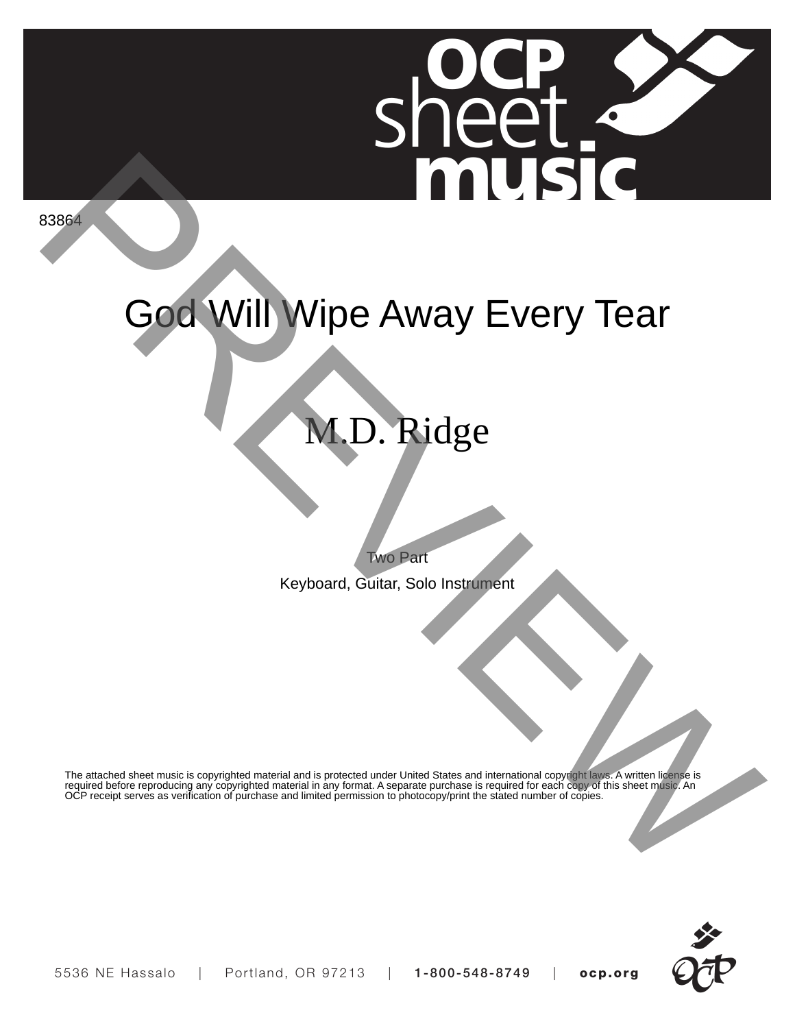83864

# God Will Wipe Away Every Tear

## M.D. Ridge

Two Part

Keyboard, Guitar, Solo Instrument

The attached sheet music is copyrighted material and is protected under United States and international copyright laws. A written license is required before reproducing any copyrighted material in any format. A separate purchase is required for each copy of this sheet music. An OCP receipt serves as verification of purchase and limited permission to photocopy/print the stated number of copies.

5536 NE Hassalo | Portland, OR 97213 | **1-800-548-8749** | **ocp.org**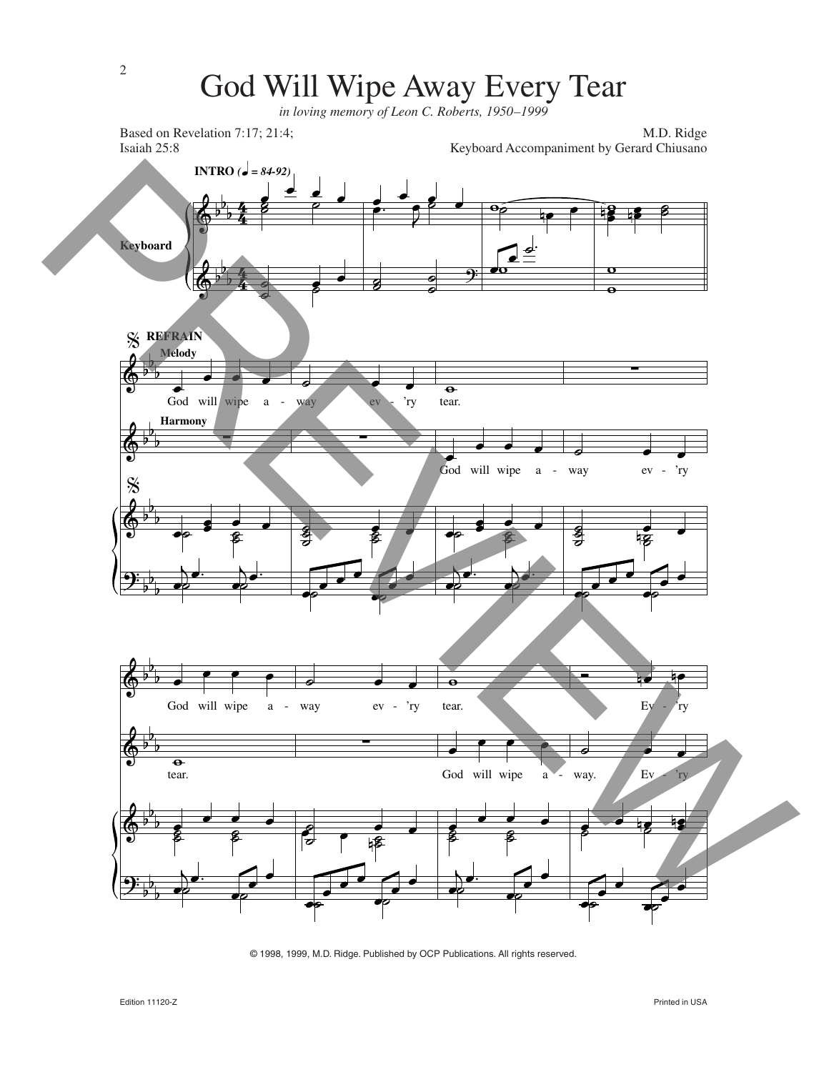# God Will Wipe Away Every Tear

*in loving memory of Leon C. Roberts, 1950–1999*

Based on Revelation 7:17; 21:4;
Isaiah 25:8

M.D. Ridge
Keyboard Accompaniment by Gerard Chiusano

**INTRO** (♩ = 84-92)

Keyboard

**REFRAIN**

Melody: God will wipe a - way ev - 'ry tear.

Harmony: God will wipe a - way ev - 'ry

Melody: God will wipe a - way ev - 'ry tear. Ev - 'ry

Harmony: tear. God will wipe a - way. Ev - 'ry

© 1998, 1999, M.D. Ridge. Published by OCP Publications. All rights reserved.

Edition 11120-Z

Printed in USA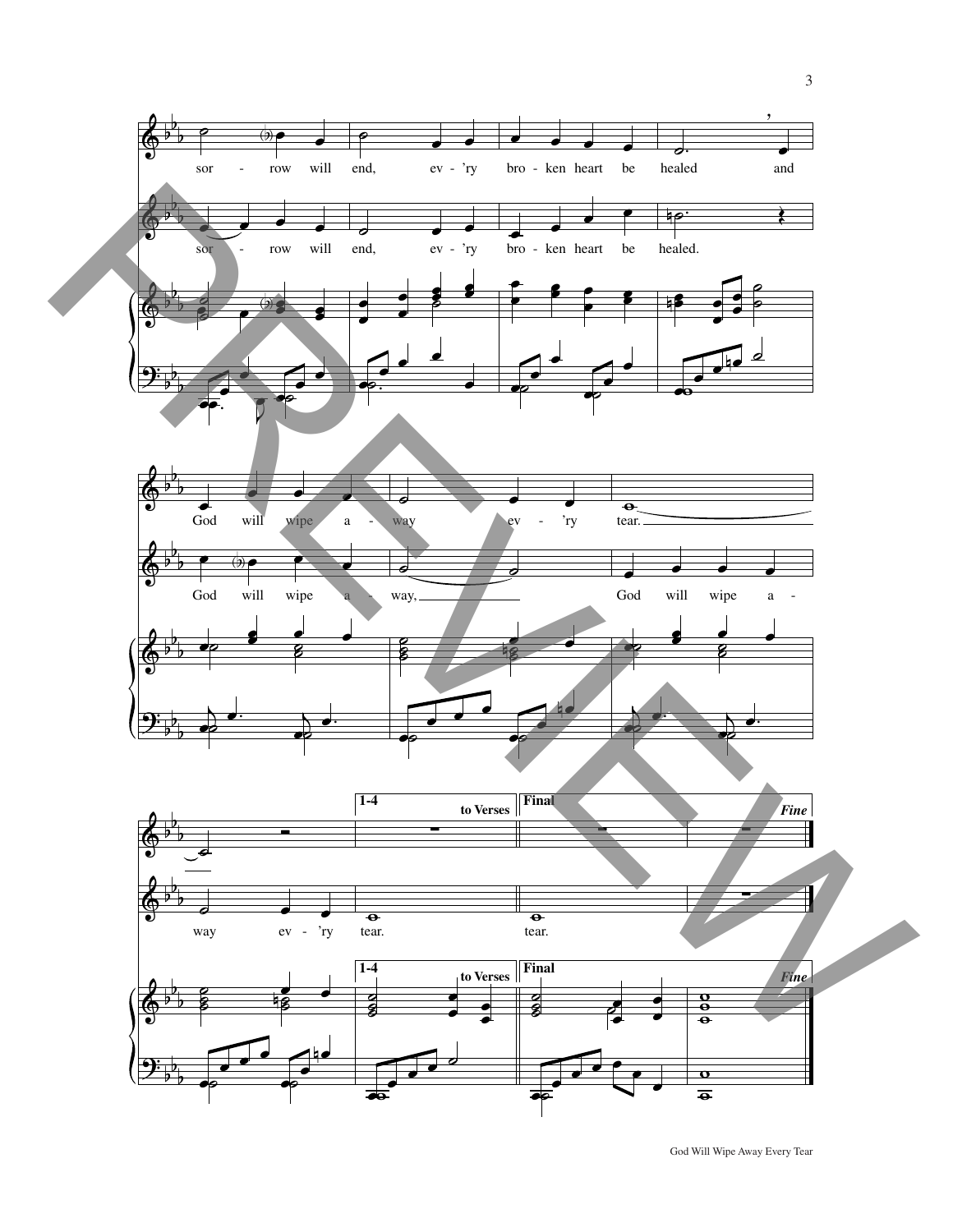sor - row will end, ev - 'ry bro - ken heart be healed and

sor - row will end, ev - 'ry bro - ken heart be healed.

God will wipe a - way ev - 'ry tear.

God will wipe a - way, God will wipe a -

way ev - 'ry tear. tear.

**1-4** **to Verses** **Final** ***Fine***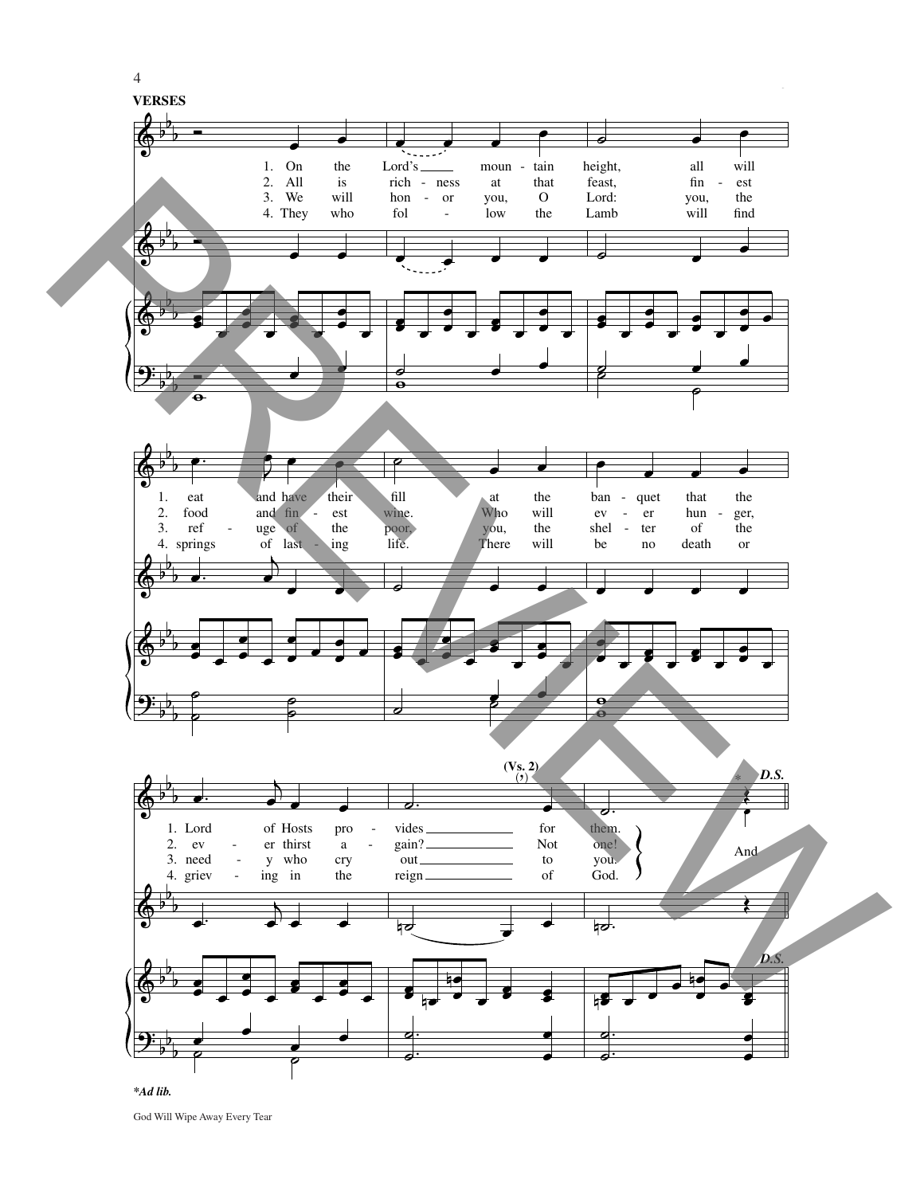**VERSES**

1. On the Lord's mountain height, all will eat and have their fill at the banquet that the Lord of Hosts provides for them.
2. All is richness at that feast, finest food and finest wine. Who will ever hunger, ever thirst again? Not one!
3. We will honor you, O Lord: you, the refuge of the poor, you, the shelter of the needy who cry out to you.
4. They who follow the Lamb will find springs of lasting life. There will be no death or grieving in the reign of God.

And

(Vs. 2)

D.S.

*Ad lib.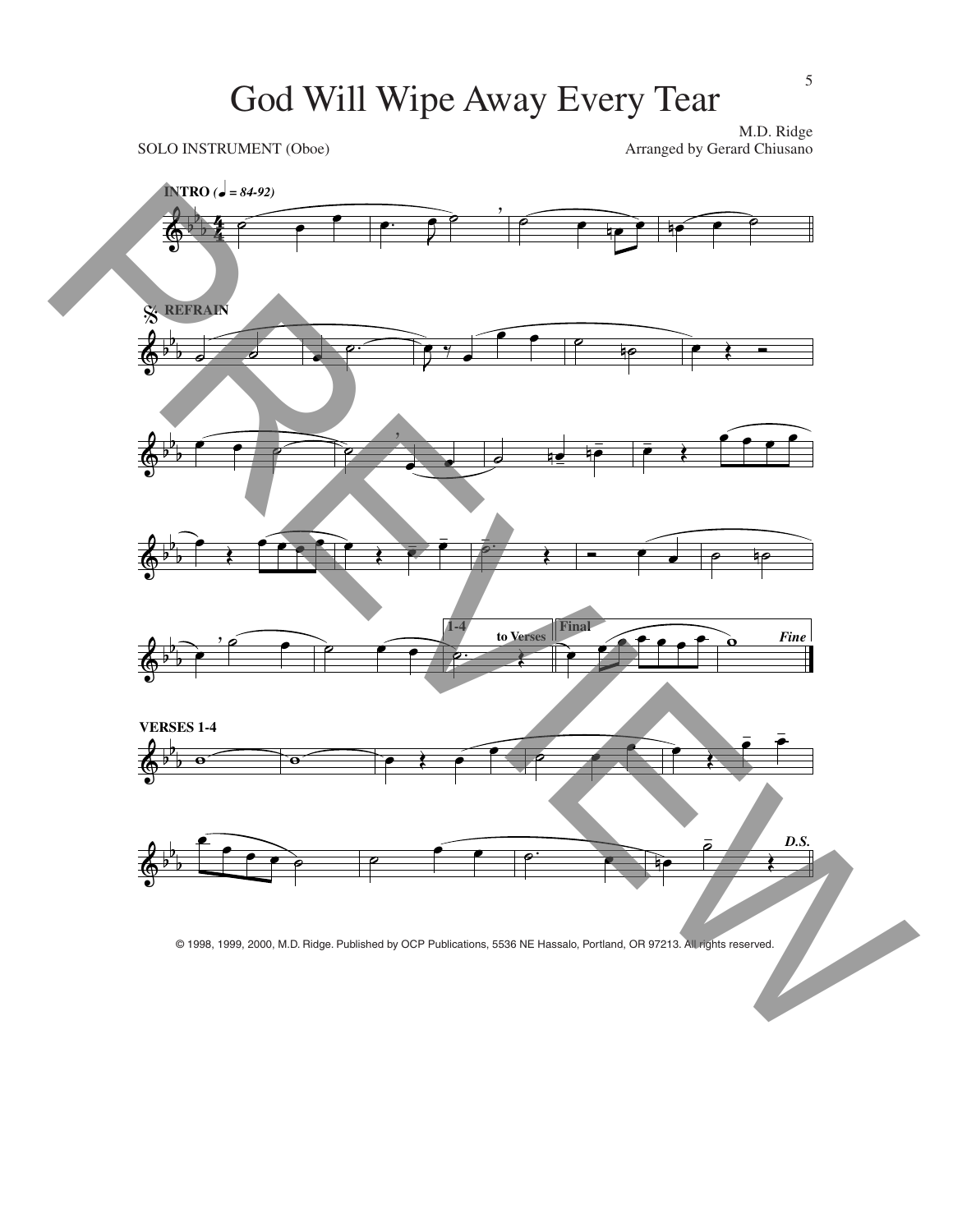# God Will Wipe Away Every Tear

SOLO INSTRUMENT (Oboe)

M.D. Ridge
Arranged by Gerard Chiusano

© 1998, 1999, 2000, M.D. Ridge. Published by OCP Publications, 5536 NE Hassalo, Portland, OR 97213. All rights reserved.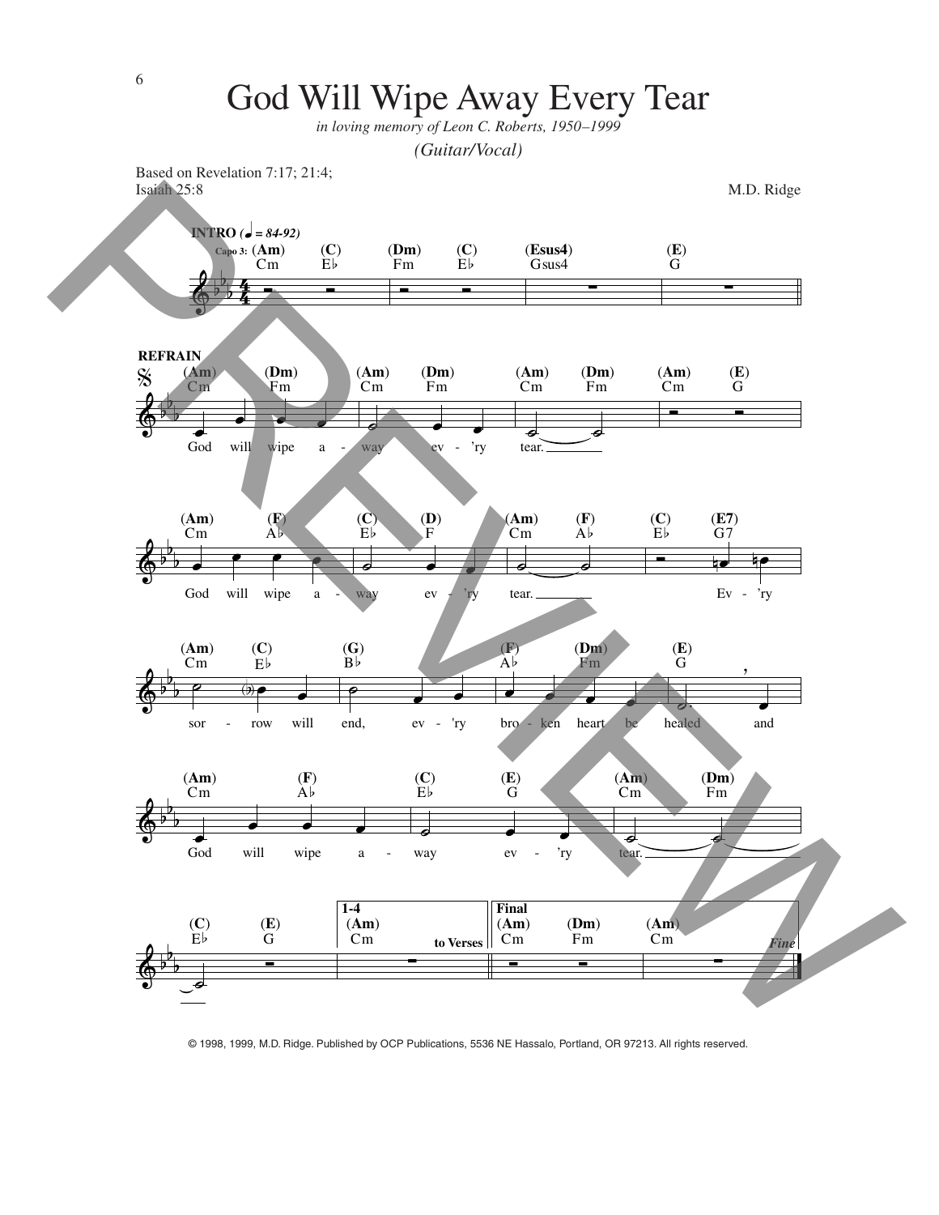# God Will Wipe Away Every Tear

*in loving memory of Leon C. Roberts, 1950–1999*

*(Guitar/Vocal)*

Based on Revelation 7:17; 21:4; Isaiah 25:8

M.D. Ridge

**INTRO** (♩ = 84-92)

Capo 3: (Am) Cm (C) E♭ (Dm) Fm (C) E♭ (Esus4) Gsus4 (E) G

**REFRAIN**

(Am) Cm (Dm) Fm (Am) Cm (Dm) Fm (Am) Cm (Dm) Fm (Am) Cm (E) G

God will wipe a - way ev - 'ry tear.

(Am) Cm (F) A♭ (C) E♭ (D) F (Am) Cm (F) A♭ (C) E♭ (E7) G7

God will wipe a - way ev - 'ry tear. Ev - 'ry

(Am) Cm (C) E♭ (G) B♭ (F) A♭ (Dm) Fm (E) G

sor - row will end, ev - 'ry bro - ken heart be healed and

(Am) Cm (F) A♭ (C) E♭ (E) G (Am) Cm (Dm) Fm

God will wipe a - way ev - 'ry tear.

(C) E♭ (E) G | **1-4** (Am) Cm *to Verses* | **Final** (Am) Cm (Dm) Fm (Am) Cm *Fine*

© 1998, 1999, M.D. Ridge. Published by OCP Publications, 5536 NE Hassalo, Portland, OR 97213. All rights reserved.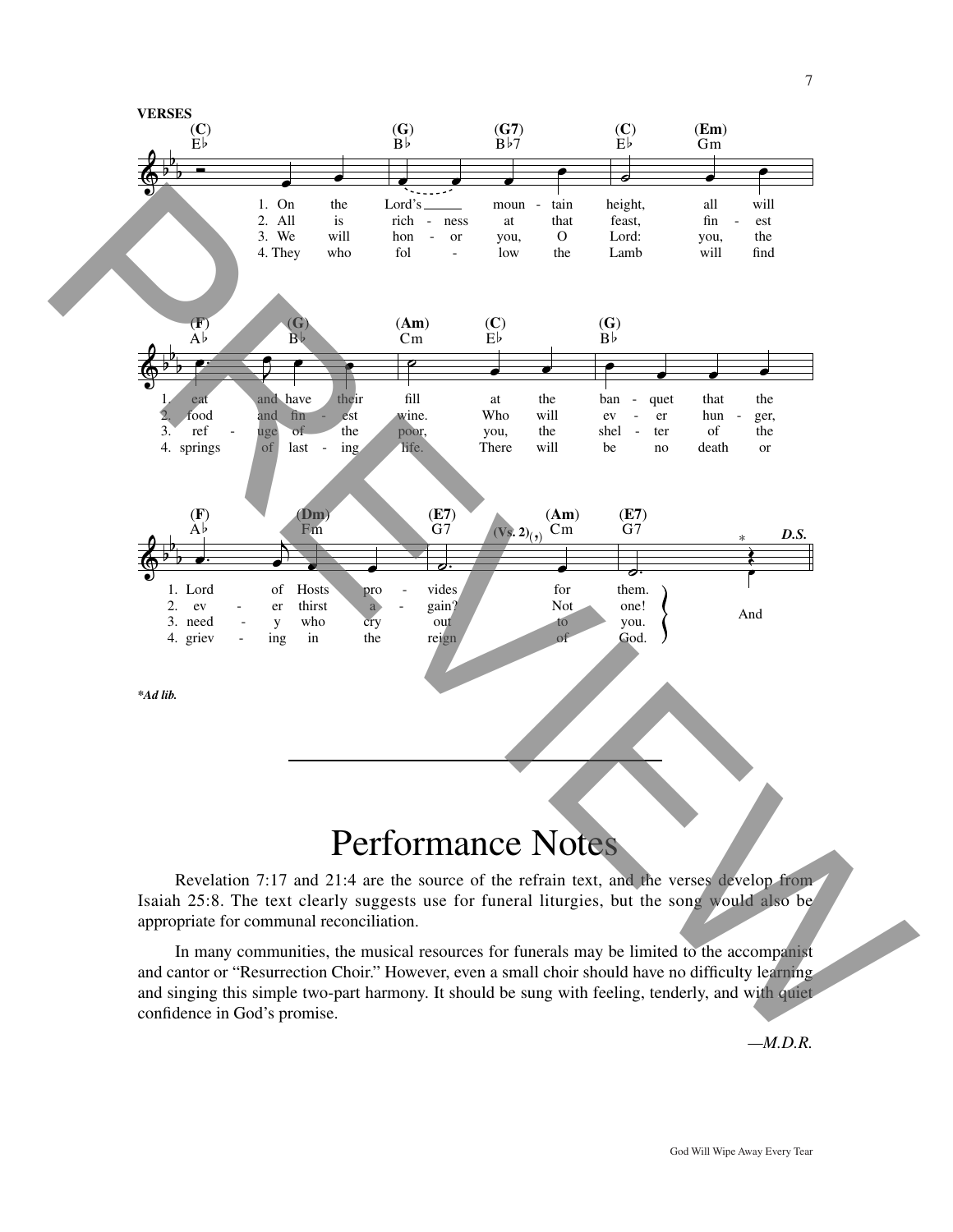**VERSES**

1. On the Lord's mountain height, all will eat and have their fill at the banquet that the Lord of Hosts provides for them.
2. All is richness at that feast, finest food and finest wine. Who will ever hunger, ever thirst again? Not one!
3. We will honor you, O Lord: you, the refuge of the poor, you, the shelter of the needy who cry out to you.
4. They who follow the Lamb will find springs of lasting life. There will be no death or grieving in the reign of God.

And

*D.S.*

**Ad lib.*

# Performance Notes

Revelation 7:17 and 21:4 are the source of the refrain text, and the verses develop from Isaiah 25:8. The text clearly suggests use for funeral liturgies, but the song would also be appropriate for communal reconciliation.

In many communities, the musical resources for funerals may be limited to the accompanist and cantor or "Resurrection Choir." However, even a small choir should have no difficulty learning and singing this simple two-part harmony. It should be sung with feeling, tenderly, and with quiet confidence in God's promise.

*—M.D.R.*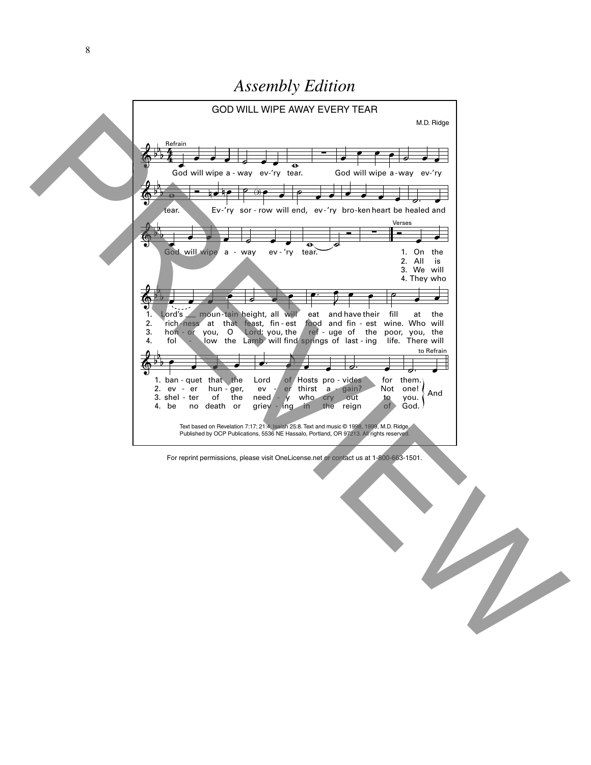## *Assembly Edition*

### GOD WILL WIPE AWAY EVERY TEAR

M.D. Ridge

Refrain

God will wipe a - way ev-'ry tear. God will wipe a-way ev-'ry tear. Ev-'ry sor - row will end, ev - 'ry bro-ken heart be healed and God will wipe a - way ev - 'ry tear.

Verses

1. On the Lord's moun-tain height, all will eat and have their fill at the ban - quet that the Lord of Hosts pro - vides for them.
2. All is rich-ness at that feast, fin - est food and fin - est wine. Who will ev - er hun - ger, ev - er thirst a - gain? Not one!
3. We will hon - or you, O Lord: you, the ref - uge of the poor, you, the shel - ter of the need - y who cry out to you.
4. They who fol - low the Lamb will find springs of last - ing life. There will be no death or griev - ing in the reign of God.

And (to Refrain)

Text based on Revelation 7:17; 21:4; Isaiah 25:8. Text and music © 1998, 1999, M.D. Ridge. Published by OCP Publications, 5536 NE Hassalo, Portland, OR 97213. All rights reserved.

For reprint permissions, please visit OneLicense.net or contact us at 1-800-663-1501.